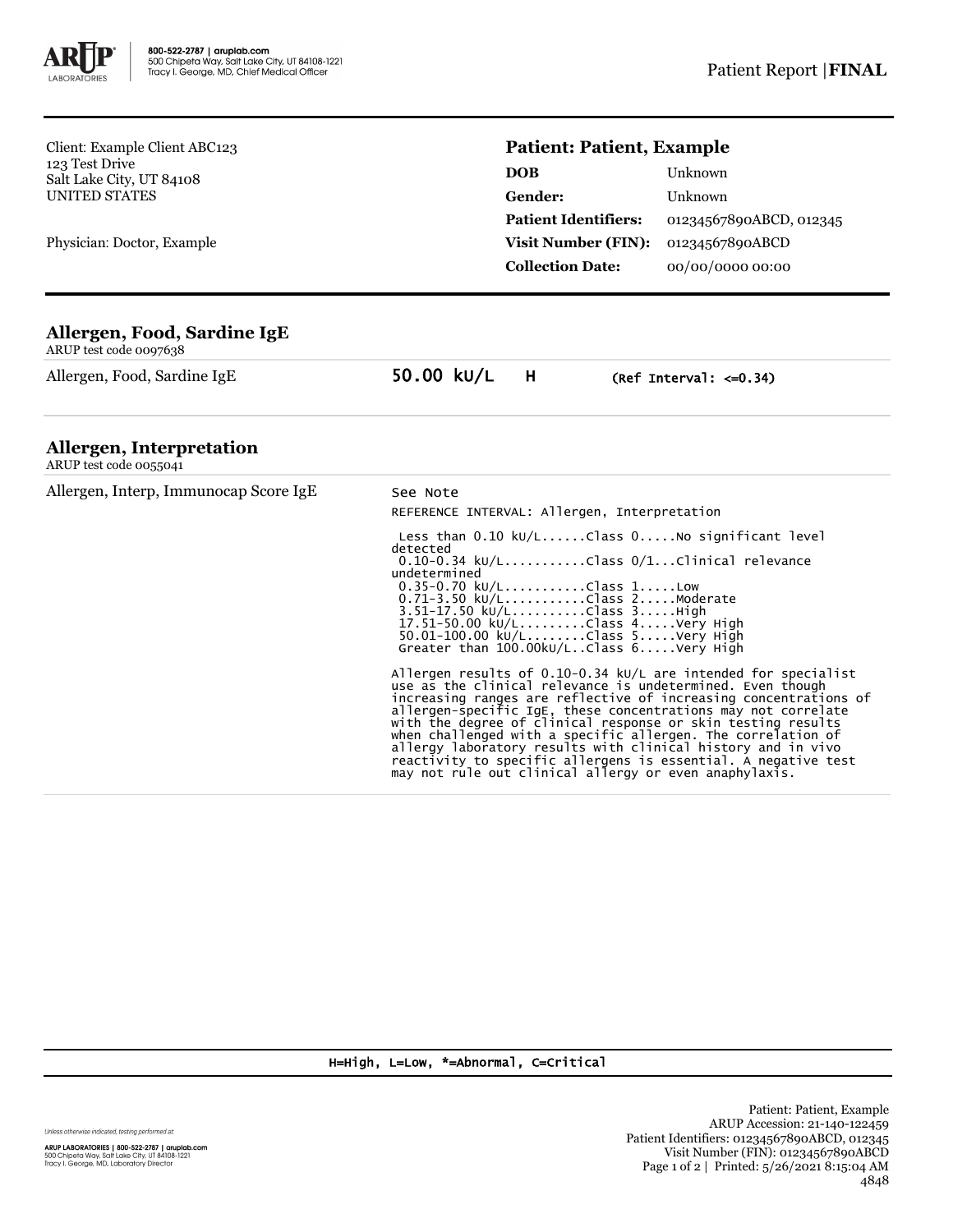Client: Example Client ABC123
123 Test Drive
Salt Lake City, UT 84108
UNITED STATES

Physician: Doctor, Example

## Patient: Patient, Example

| | |
|---|---|
| **DOB** | Unknown |
| **Gender:** | Unknown |
| **Patient Identifiers:** | 01234567890ABCD, 012345 |
| **Visit Number (FIN):** | 01234567890ABCD |
| **Collection Date:** | 00/00/0000 00:00 |

### Allergen, Food, Sardine IgE

ARUP test code 0097638

| | | | |
|---|---|---|---|
| Allergen, Food, Sardine IgE | 50.00 kU/L | H | (Ref Interval: <=0.34) |

### Allergen, Interpretation

ARUP test code 0055041

Allergen, Interp, Immunocap Score IgE — See Note

```
REFERENCE INTERVAL: Allergen, Interpretation

 Less than 0.10 kU/L......Class 0.....No significant level
detected
 0.10-0.34 kU/L..........Class 0/1...Clinical relevance
undetermined
 0.35-0.70 kU/L..........Class 1.....Low
 0.71-3.50 kU/L..........Class 2.....Moderate
 3.51-17.50 kU/L.........Class 3.....High
 17.51-50.00 kU/L........Class 4.....Very High
 50.01-100.00 kU/L.......Class 5.....Very High
 Greater than 100.00kU/L..Class 6.....Very High
```

Allergen results of 0.10-0.34 kU/L are intended for specialist use as the clinical relevance is undetermined. Even though increasing ranges are reflective of increasing concentrations of allergen-specific IgE, these concentrations may not correlate with the degree of clinical response or skin testing results when challenged with a specific allergen. The correlation of allergy laboratory results with clinical history and in vivo reactivity to specific allergens is essential. A negative test may not rule out clinical allergy or even anaphylaxis.

H=High, L=Low, *=Abnormal, C=Critical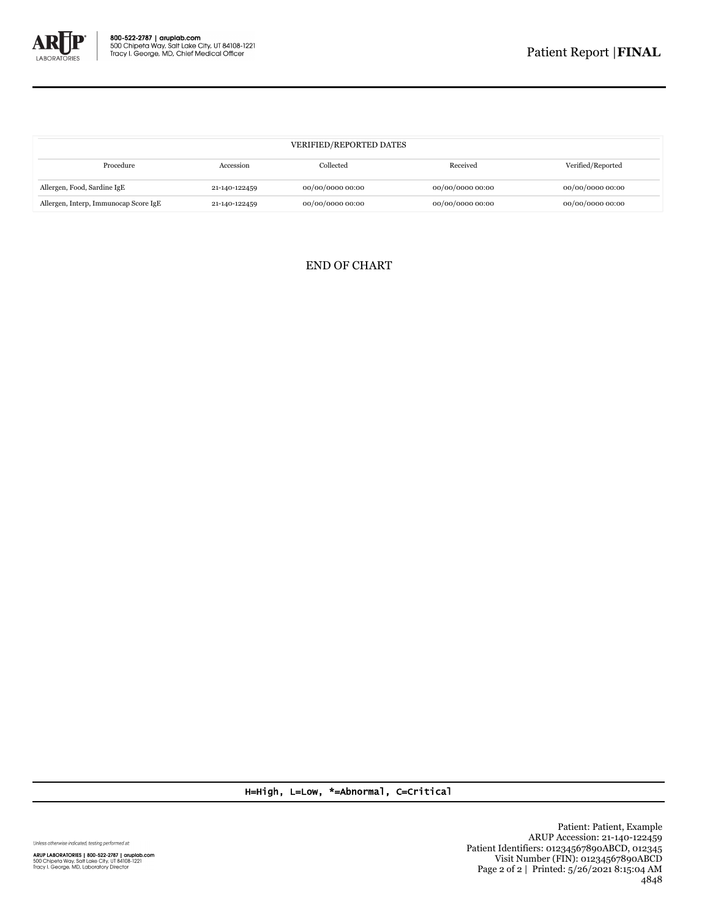VERIFIED/REPORTED DATES

| Procedure | Accession | Collected | Received | Verified/Reported |
|---|---|---|---|---|
| Allergen, Food, Sardine IgE | 21-140-122459 | 00/00/0000 00:00 | 00/00/0000 00:00 | 00/00/0000 00:00 |
| Allergen, Interp, Immunocap Score IgE | 21-140-122459 | 00/00/0000 00:00 | 00/00/0000 00:00 | 00/00/0000 00:00 |

END OF CHART

H=High, L=Low, *=Abnormal, C=Critical